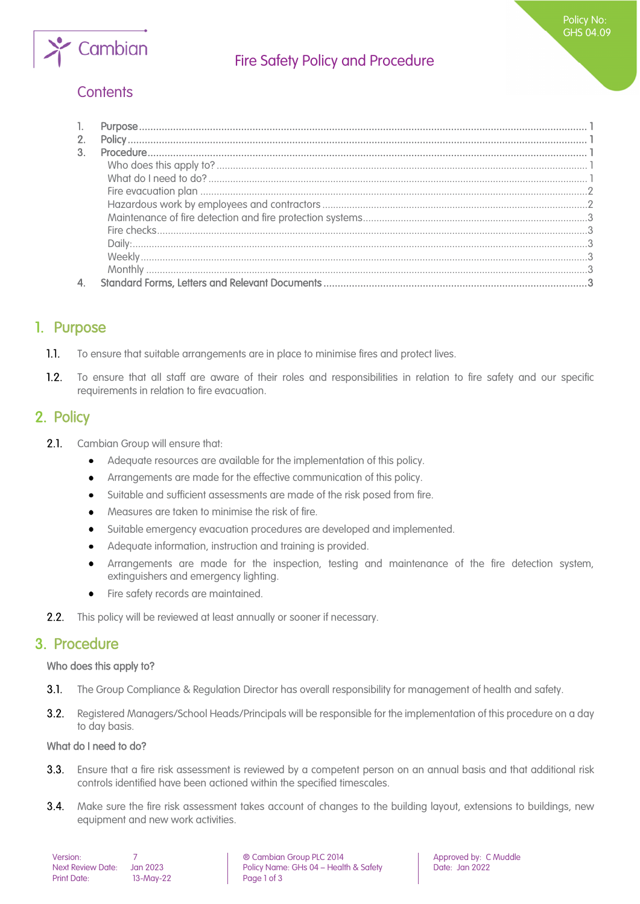Policy No: GHS 04.09

# Fire Safety Policy and Procedure

## Contents

1. Purpose ........ 1
2. Policy ........ 1
3. Procedure ........ 1
   - Who does this apply to? ........ 1
   - What do I need to do? ........ 1
   - Fire evacuation plan ........ 2
   - Hazardous work by employees and contractors ........ 2
   - Maintenance of fire detection and fire protection systems ........ 3
   - Fire checks ........ 3
   - Daily: ........ 3
   - Weekly ........ 3
   - Monthly ........ 3
4. Standard Forms, Letters and Relevant Documents ........ 3

## 1. Purpose

**1.1.** To ensure that suitable arrangements are in place to minimise fires and protect lives.

**1.2.** To ensure that all staff are aware of their roles and responsibilities in relation to fire safety and our specific requirements in relation to fire evacuation.

## 2. Policy

**2.1.** Cambian Group will ensure that:

- Adequate resources are available for the implementation of this policy.
- Arrangements are made for the effective communication of this policy.
- Suitable and sufficient assessments are made of the risk posed from fire.
- Measures are taken to minimise the risk of fire.
- Suitable emergency evacuation procedures are developed and implemented.
- Adequate information, instruction and training is provided.
- Arrangements are made for the inspection, testing and maintenance of the fire detection system, extinguishers and emergency lighting.
- Fire safety records are maintained.

**2.2.** This policy will be reviewed at least annually or sooner if necessary.

## 3. Procedure

### Who does this apply to?

**3.1.** The Group Compliance & Regulation Director has overall responsibility for management of health and safety.

**3.2.** Registered Managers/School Heads/Principals will be responsible for the implementation of this procedure on a day to day basis.

### What do I need to do?

**3.3.** Ensure that a fire risk assessment is reviewed by a competent person on an annual basis and that additional risk controls identified have been actioned within the specified timescales.

**3.4.** Make sure the fire risk assessment takes account of changes to the building layout, extensions to buildings, new equipment and new work activities.

| Version: 7 | ® Cambian Group PLC 2014 | Approved by: C Muddle |
|---|---|---|
| Next Review Date: Jan 2023 | Policy Name: GHs 04 – Health & Safety | Date: Jan 2022 |
| Print Date: 13-May-22 | | |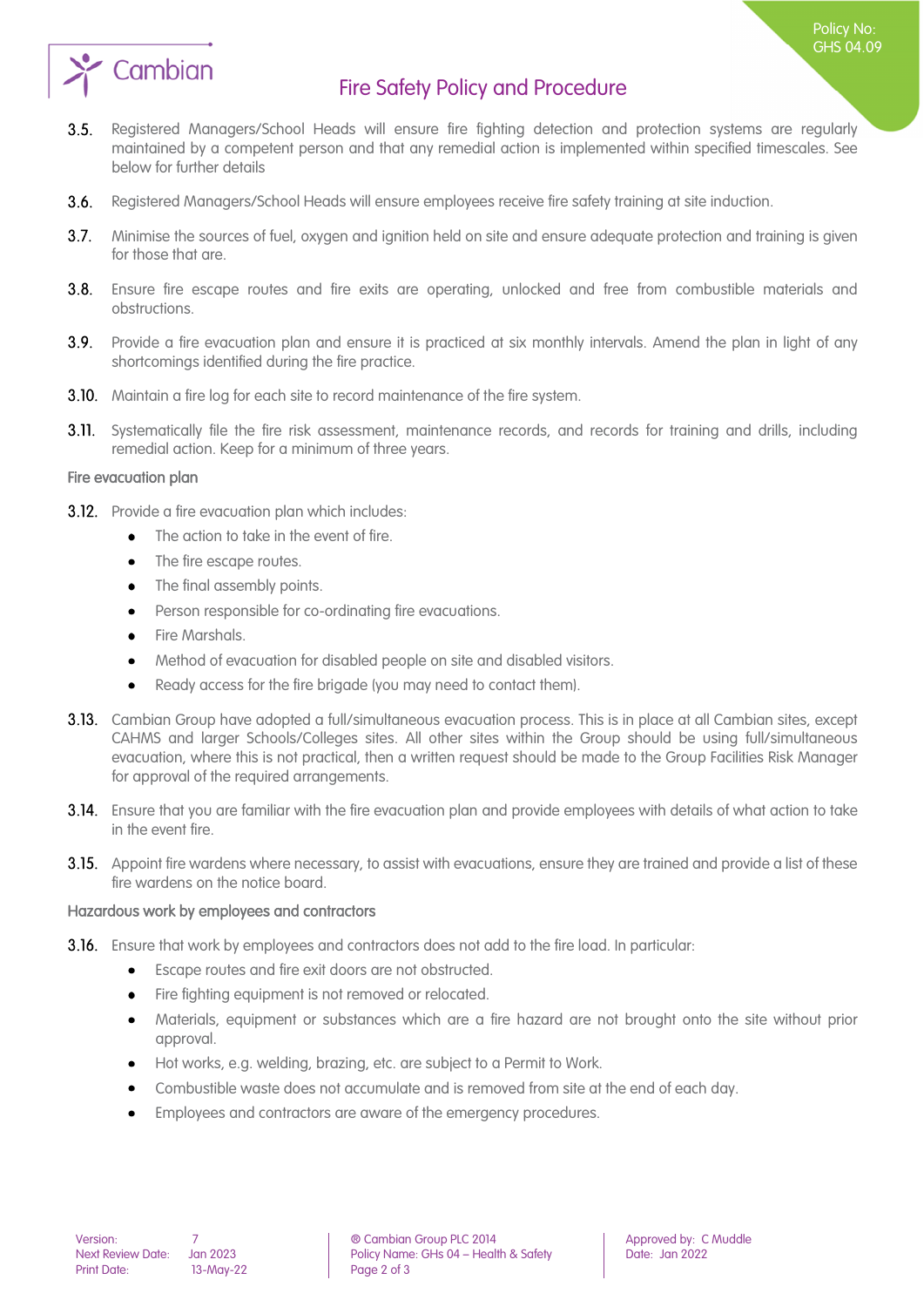3.5. Registered Managers/School Heads will ensure fire fighting detection and protection systems are regularly maintained by a competent person and that any remedial action is implemented within specified timescales. See below for further details

3.6. Registered Managers/School Heads will ensure employees receive fire safety training at site induction.

3.7. Minimise the sources of fuel, oxygen and ignition held on site and ensure adequate protection and training is given for those that are.

3.8. Ensure fire escape routes and fire exits are operating, unlocked and free from combustible materials and obstructions.

3.9. Provide a fire evacuation plan and ensure it is practiced at six monthly intervals. Amend the plan in light of any shortcomings identified during the fire practice.

3.10. Maintain a fire log for each site to record maintenance of the fire system.

3.11. Systematically file the fire risk assessment, maintenance records, and records for training and drills, including remedial action. Keep for a minimum of three years.

### Fire evacuation plan

3.12. Provide a fire evacuation plan which includes:

- The action to take in the event of fire.
- The fire escape routes.
- The final assembly points.
- Person responsible for co-ordinating fire evacuations.
- Fire Marshals.
- Method of evacuation for disabled people on site and disabled visitors.
- Ready access for the fire brigade (you may need to contact them).

3.13. Cambian Group have adopted a full/simultaneous evacuation process. This is in place at all Cambian sites, except CAHMS and larger Schools/Colleges sites. All other sites within the Group should be using full/simultaneous evacuation, where this is not practical, then a written request should be made to the Group Facilities Risk Manager for approval of the required arrangements.

3.14. Ensure that you are familiar with the fire evacuation plan and provide employees with details of what action to take in the event fire.

3.15. Appoint fire wardens where necessary, to assist with evacuations, ensure they are trained and provide a list of these fire wardens on the notice board.

### Hazardous work by employees and contractors

3.16. Ensure that work by employees and contractors does not add to the fire load. In particular:

- Escape routes and fire exit doors are not obstructed.
- Fire fighting equipment is not removed or relocated.
- Materials, equipment or substances which are a fire hazard are not brought onto the site without prior approval.
- Hot works, e.g. welding, brazing, etc. are subject to a Permit to Work.
- Combustible waste does not accumulate and is removed from site at the end of each day.
- Employees and contractors are aware of the emergency procedures.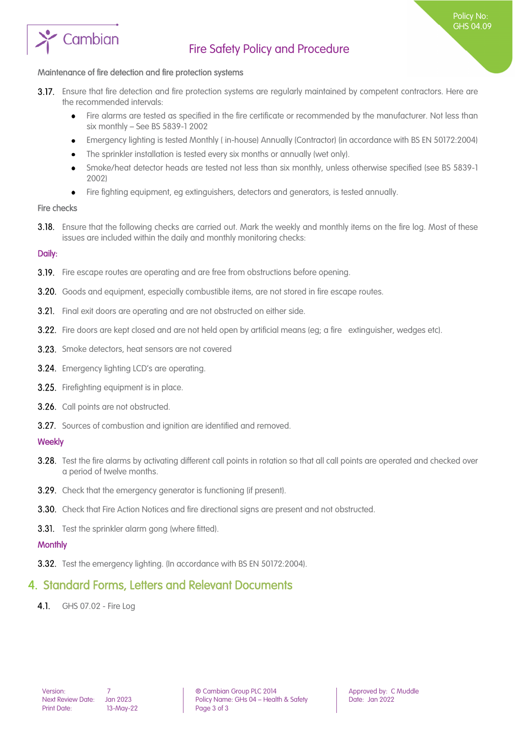Maintenance of fire detection and fire protection systems

3.17. Ensure that fire detection and fire protection systems are regularly maintained by competent contractors. Here are the recommended intervals:

- Fire alarms are tested as specified in the fire certificate or recommended by the manufacturer. Not less than six monthly – See BS 5839-1 2002
- Emergency lighting is tested Monthly ( in-house) Annually (Contractor) (in accordance with BS EN 50172:2004)
- The sprinkler installation is tested every six months or annually (wet only).
- Smoke/heat detector heads are tested not less than six monthly, unless otherwise specified (see BS 5839-1 2002)
- Fire fighting equipment, eg extinguishers, detectors and generators, is tested annually.

Fire checks

3.18. Ensure that the following checks are carried out. Mark the weekly and monthly items on the fire log. Most of these issues are included within the daily and monthly monitoring checks:

**Daily:**

3.19. Fire escape routes are operating and are free from obstructions before opening.

3.20. Goods and equipment, especially combustible items, are not stored in fire escape routes.

3.21. Final exit doors are operating and are not obstructed on either side.

3.22. Fire doors are kept closed and are not held open by artificial means (eg; a fire extinguisher, wedges etc).

3.23. Smoke detectors, heat sensors are not covered

3.24. Emergency lighting LCD's are operating.

3.25. Firefighting equipment is in place.

3.26. Call points are not obstructed.

3.27. Sources of combustion and ignition are identified and removed.

**Weekly**

3.28. Test the fire alarms by activating different call points in rotation so that all call points are operated and checked over a period of twelve months.

3.29. Check that the emergency generator is functioning (if present).

3.30. Check that Fire Action Notices and fire directional signs are present and not obstructed.

3.31. Test the sprinkler alarm gong (where fitted).

**Monthly**

3.32. Test the emergency lighting. (In accordance with BS EN 50172:2004).

## 4. Standard Forms, Letters and Relevant Documents

4.1. GHS 07.02 - Fire Log